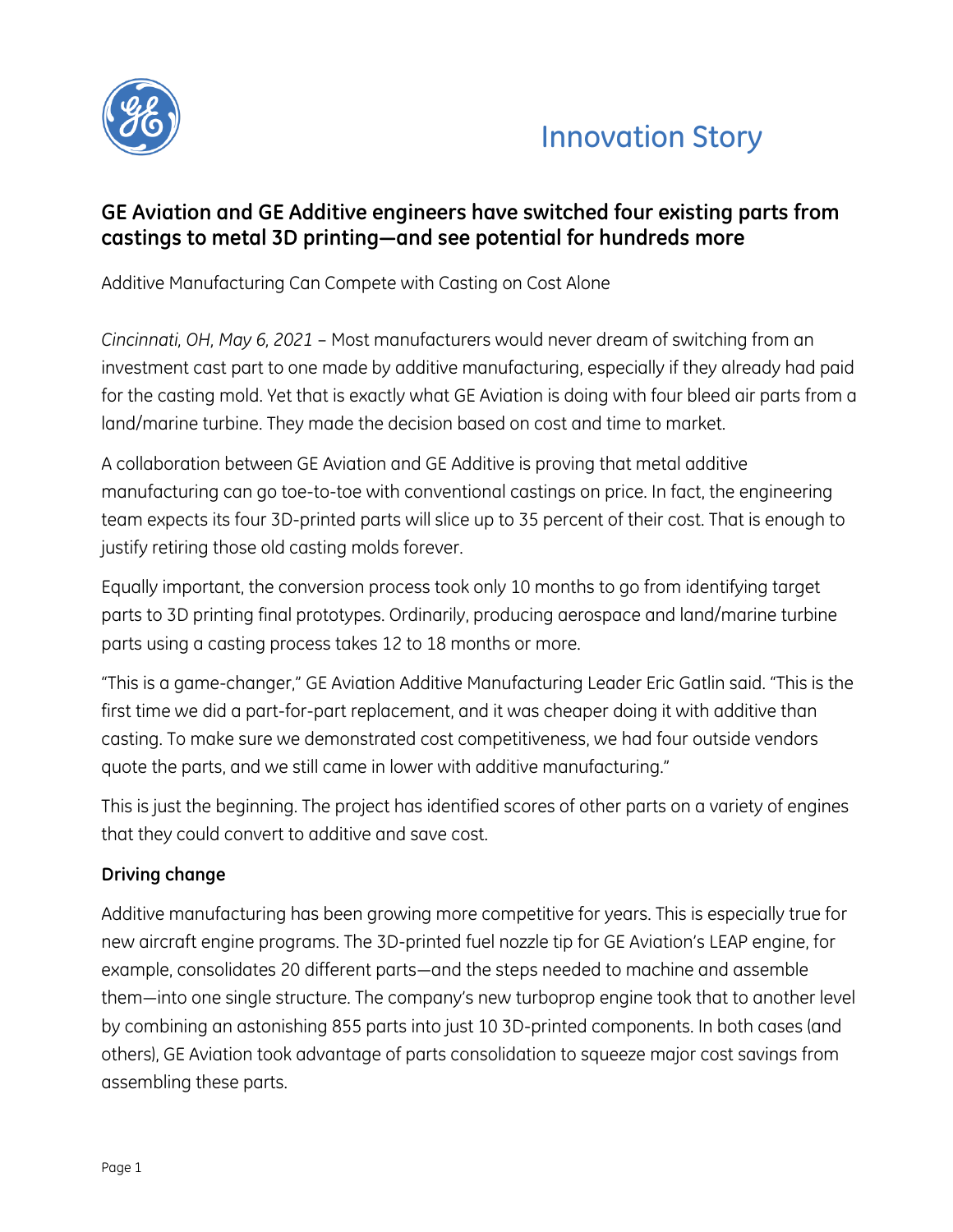Innovation Story

## GE Aviation and GE Additive engineers have switched four existing parts from castings to metal 3D printing—and see potential for hundreds more

Additive Manufacturing Can Compete with Casting on Cost Alone

*Cincinnati, OH, May 6, 2021* – Most manufacturers would never dream of switching from an investment cast part to one made by additive manufacturing, especially if they already had paid for the casting mold. Yet that is exactly what GE Aviation is doing with four bleed air parts from a land/marine turbine. They made the decision based on cost and time to market.

A collaboration between GE Aviation and GE Additive is proving that metal additive manufacturing can go toe-to-toe with conventional castings on price. In fact, the engineering team expects its four 3D-printed parts will slice up to 35 percent of their cost. That is enough to justify retiring those old casting molds forever.

Equally important, the conversion process took only 10 months to go from identifying target parts to 3D printing final prototypes. Ordinarily, producing aerospace and land/marine turbine parts using a casting process takes 12 to 18 months or more.

"This is a game-changer," GE Aviation Additive Manufacturing Leader Eric Gatlin said. "This is the first time we did a part-for-part replacement, and it was cheaper doing it with additive than casting. To make sure we demonstrated cost competitiveness, we had four outside vendors quote the parts, and we still came in lower with additive manufacturing."

This is just the beginning. The project has identified scores of other parts on a variety of engines that they could convert to additive and save cost.

### Driving change

Additive manufacturing has been growing more competitive for years. This is especially true for new aircraft engine programs. The 3D-printed fuel nozzle tip for GE Aviation's LEAP engine, for example, consolidates 20 different parts—and the steps needed to machine and assemble them—into one single structure. The company's new turboprop engine took that to another level by combining an astonishing 855 parts into just 10 3D-printed components. In both cases (and others), GE Aviation took advantage of parts consolidation to squeeze major cost savings from assembling these parts.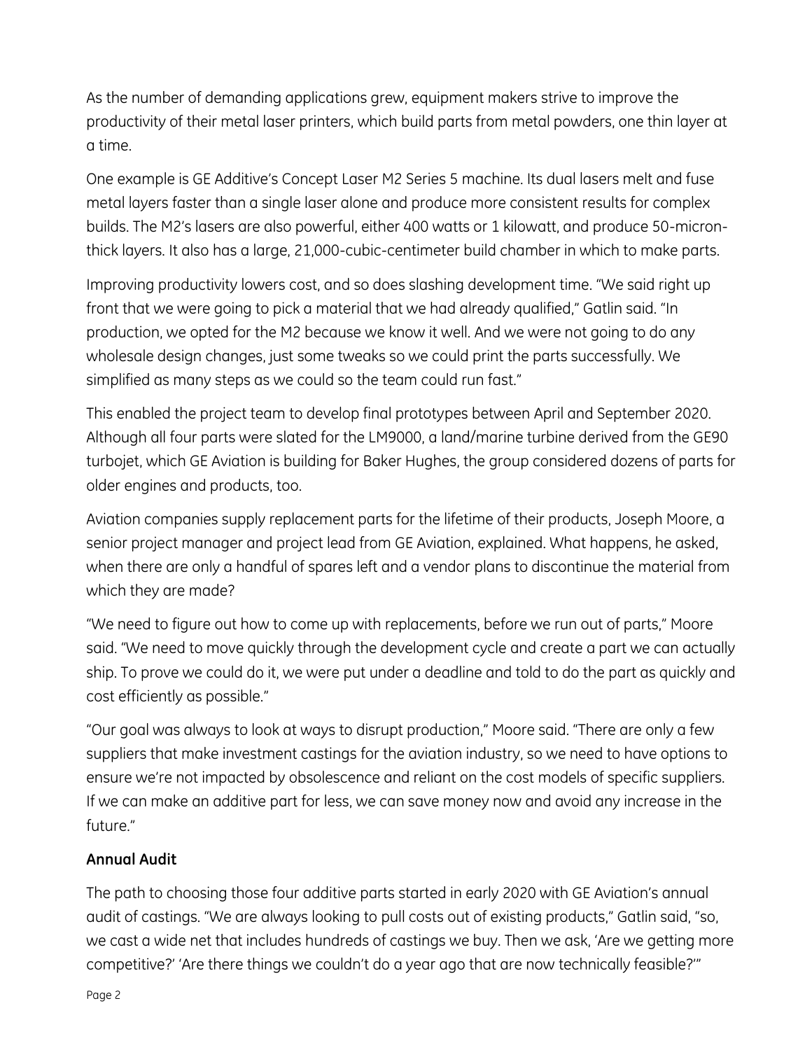As the number of demanding applications grew, equipment makers strive to improve the productivity of their metal laser printers, which build parts from metal powders, one thin layer at a time.

One example is GE Additive's Concept Laser M2 Series 5 machine. Its dual lasers melt and fuse metal layers faster than a single laser alone and produce more consistent results for complex builds. The M2's lasers are also powerful, either 400 watts or 1 kilowatt, and produce 50-micron-thick layers. It also has a large, 21,000-cubic-centimeter build chamber in which to make parts.

Improving productivity lowers cost, and so does slashing development time. "We said right up front that we were going to pick a material that we had already qualified," Gatlin said. "In production, we opted for the M2 because we know it well. And we were not going to do any wholesale design changes, just some tweaks so we could print the parts successfully. We simplified as many steps as we could so the team could run fast."

This enabled the project team to develop final prototypes between April and September 2020. Although all four parts were slated for the LM9000, a land/marine turbine derived from the GE90 turbojet, which GE Aviation is building for Baker Hughes, the group considered dozens of parts for older engines and products, too.

Aviation companies supply replacement parts for the lifetime of their products, Joseph Moore, a senior project manager and project lead from GE Aviation, explained. What happens, he asked, when there are only a handful of spares left and a vendor plans to discontinue the material from which they are made?

"We need to figure out how to come up with replacements, before we run out of parts," Moore said. "We need to move quickly through the development cycle and create a part we can actually ship. To prove we could do it, we were put under a deadline and told to do the part as quickly and cost efficiently as possible."

"Our goal was always to look at ways to disrupt production," Moore said. "There are only a few suppliers that make investment castings for the aviation industry, so we need to have options to ensure we're not impacted by obsolescence and reliant on the cost models of specific suppliers. If we can make an additive part for less, we can save money now and avoid any increase in the future."

### Annual Audit

The path to choosing those four additive parts started in early 2020 with GE Aviation's annual audit of castings. "We are always looking to pull costs out of existing products," Gatlin said, "so, we cast a wide net that includes hundreds of castings we buy. Then we ask, 'Are we getting more competitive?' 'Are there things we couldn't do a year ago that are now technically feasible?'"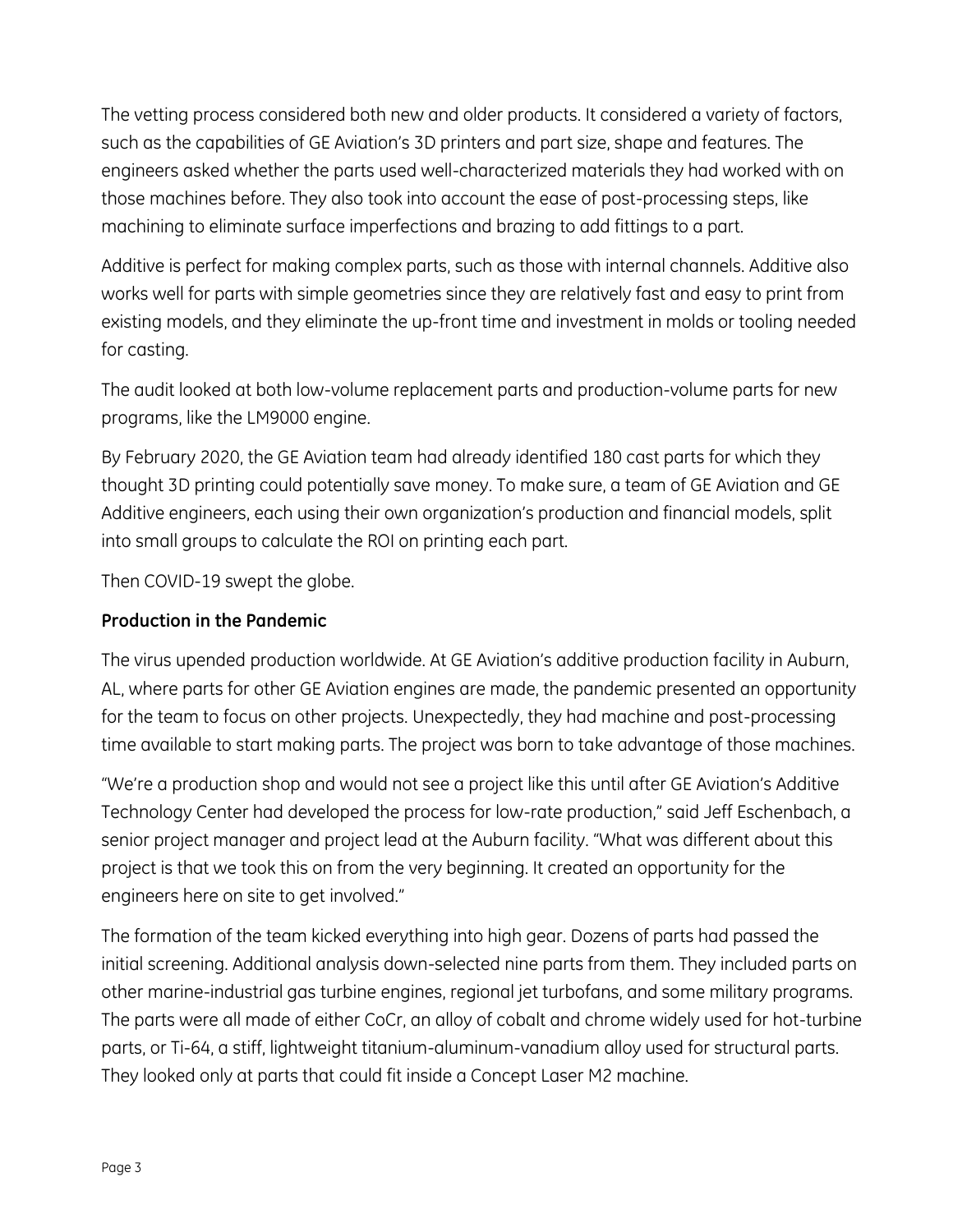The vetting process considered both new and older products. It considered a variety of factors, such as the capabilities of GE Aviation's 3D printers and part size, shape and features. The engineers asked whether the parts used well-characterized materials they had worked with on those machines before. They also took into account the ease of post-processing steps, like machining to eliminate surface imperfections and brazing to add fittings to a part.

Additive is perfect for making complex parts, such as those with internal channels. Additive also works well for parts with simple geometries since they are relatively fast and easy to print from existing models, and they eliminate the up-front time and investment in molds or tooling needed for casting.

The audit looked at both low-volume replacement parts and production-volume parts for new programs, like the LM9000 engine.

By February 2020, the GE Aviation team had already identified 180 cast parts for which they thought 3D printing could potentially save money. To make sure, a team of GE Aviation and GE Additive engineers, each using their own organization's production and financial models, split into small groups to calculate the ROI on printing each part.

Then COVID-19 swept the globe.

**Production in the Pandemic**

The virus upended production worldwide. At GE Aviation's additive production facility in Auburn, AL, where parts for other GE Aviation engines are made, the pandemic presented an opportunity for the team to focus on other projects. Unexpectedly, they had machine and post-processing time available to start making parts. The project was born to take advantage of those machines.

"We're a production shop and would not see a project like this until after GE Aviation's Additive Technology Center had developed the process for low-rate production," said Jeff Eschenbach, a senior project manager and project lead at the Auburn facility. "What was different about this project is that we took this on from the very beginning. It created an opportunity for the engineers here on site to get involved."

The formation of the team kicked everything into high gear. Dozens of parts had passed the initial screening. Additional analysis down-selected nine parts from them. They included parts on other marine-industrial gas turbine engines, regional jet turbofans, and some military programs. The parts were all made of either CoCr, an alloy of cobalt and chrome widely used for hot-turbine parts, or Ti-64, a stiff, lightweight titanium-aluminum-vanadium alloy used for structural parts. They looked only at parts that could fit inside a Concept Laser M2 machine.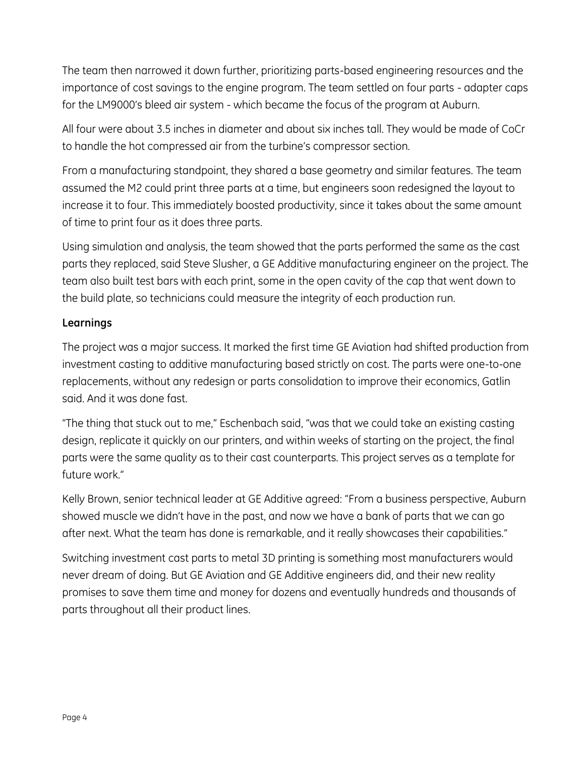The team then narrowed it down further, prioritizing parts-based engineering resources and the importance of cost savings to the engine program. The team settled on four parts - adapter caps for the LM9000's bleed air system - which became the focus of the program at Auburn.

All four were about 3.5 inches in diameter and about six inches tall. They would be made of CoCr to handle the hot compressed air from the turbine's compressor section.

From a manufacturing standpoint, they shared a base geometry and similar features. The team assumed the M2 could print three parts at a time, but engineers soon redesigned the layout to increase it to four. This immediately boosted productivity, since it takes about the same amount of time to print four as it does three parts.

Using simulation and analysis, the team showed that the parts performed the same as the cast parts they replaced, said Steve Slusher, a GE Additive manufacturing engineer on the project. The team also built test bars with each print, some in the open cavity of the cap that went down to the build plate, so technicians could measure the integrity of each production run.

**Learnings**

The project was a major success. It marked the first time GE Aviation had shifted production from investment casting to additive manufacturing based strictly on cost. The parts were one-to-one replacements, without any redesign or parts consolidation to improve their economics, Gatlin said. And it was done fast.

"The thing that stuck out to me," Eschenbach said, "was that we could take an existing casting design, replicate it quickly on our printers, and within weeks of starting on the project, the final parts were the same quality as to their cast counterparts. This project serves as a template for future work."

Kelly Brown, senior technical leader at GE Additive agreed: "From a business perspective, Auburn showed muscle we didn't have in the past, and now we have a bank of parts that we can go after next. What the team has done is remarkable, and it really showcases their capabilities."

Switching investment cast parts to metal 3D printing is something most manufacturers would never dream of doing. But GE Aviation and GE Additive engineers did, and their new reality promises to save them time and money for dozens and eventually hundreds and thousands of parts throughout all their product lines.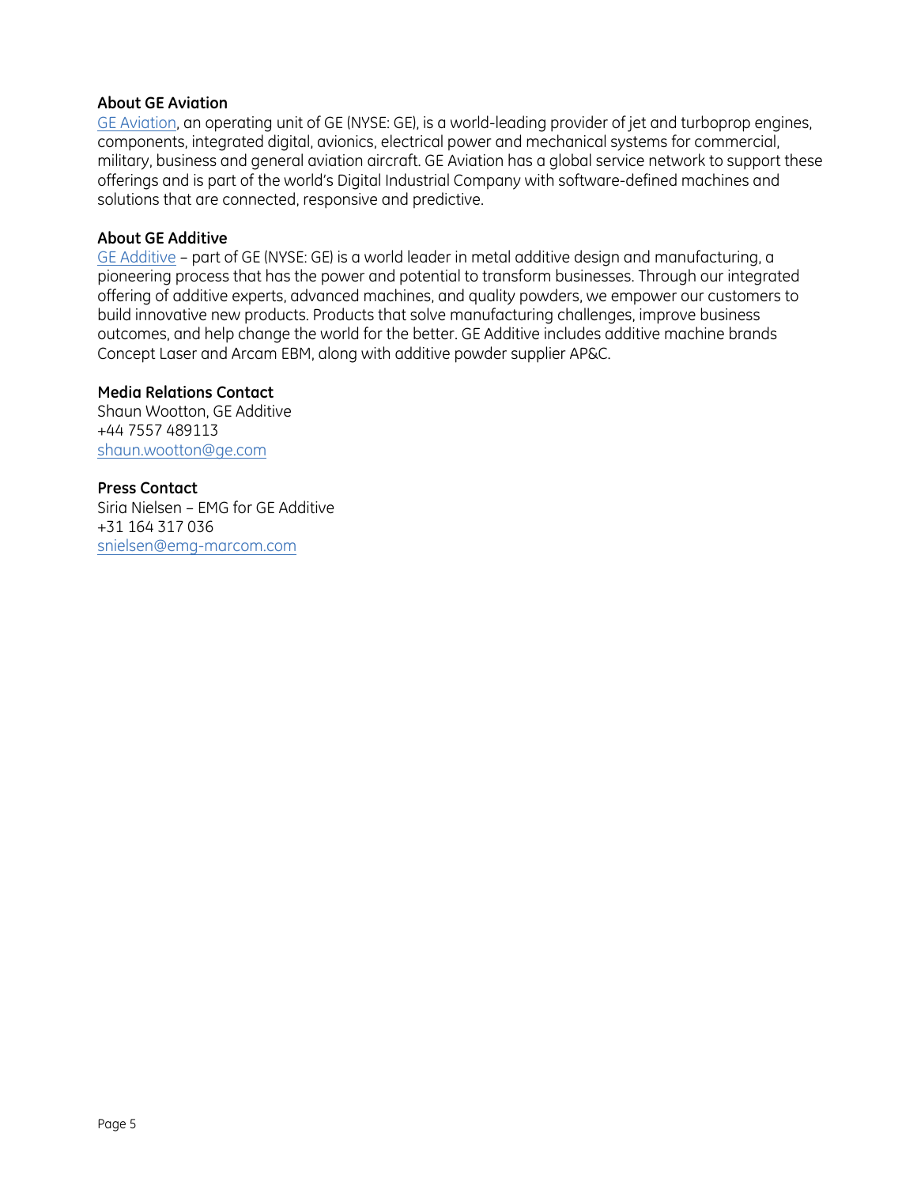**About GE Aviation**

GE Aviation, an operating unit of GE (NYSE: GE), is a world-leading provider of jet and turboprop engines, components, integrated digital, avionics, electrical power and mechanical systems for commercial, military, business and general aviation aircraft. GE Aviation has a global service network to support these offerings and is part of the world's Digital Industrial Company with software-defined machines and solutions that are connected, responsive and predictive.

**About GE Additive**

GE Additive – part of GE (NYSE: GE) is a world leader in metal additive design and manufacturing, a pioneering process that has the power and potential to transform businesses. Through our integrated offering of additive experts, advanced machines, and quality powders, we empower our customers to build innovative new products. Products that solve manufacturing challenges, improve business outcomes, and help change the world for the better. GE Additive includes additive machine brands Concept Laser and Arcam EBM, along with additive powder supplier AP&C.

**Media Relations Contact**

Shaun Wootton, GE Additive
+44 7557 489113
shaun.wootton@ge.com

**Press Contact**

Siria Nielsen – EMG for GE Additive
+31 164 317 036
snielsen@emg-marcom.com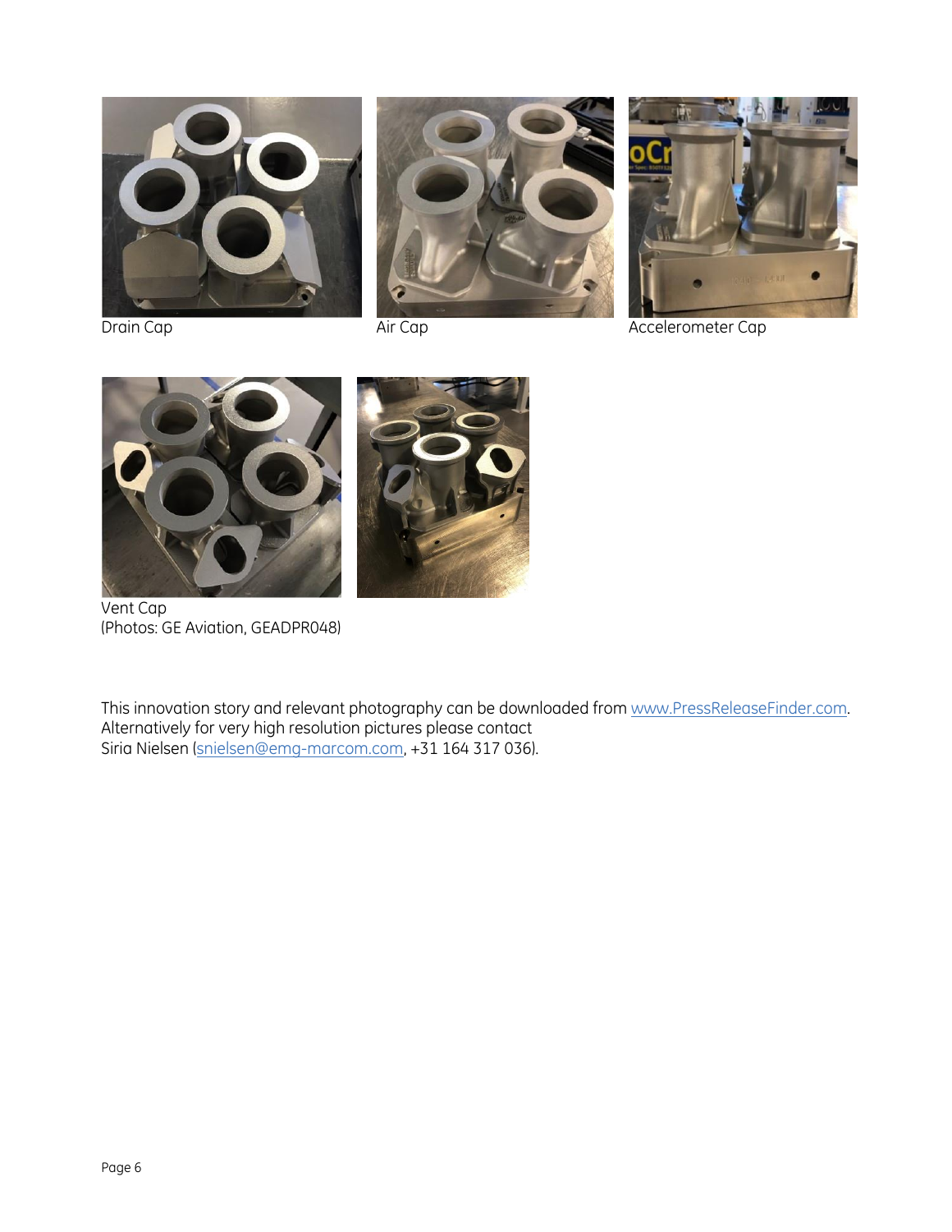Drain Cap

Air Cap

Accelerometer Cap

Vent Cap
(Photos: GE Aviation, GEADPR048)

This innovation story and relevant photography can be downloaded from www.PressReleaseFinder.com. Alternatively for very high resolution pictures please contact Siria Nielsen (snielsen@emg-marcom.com, +31 164 317 036).